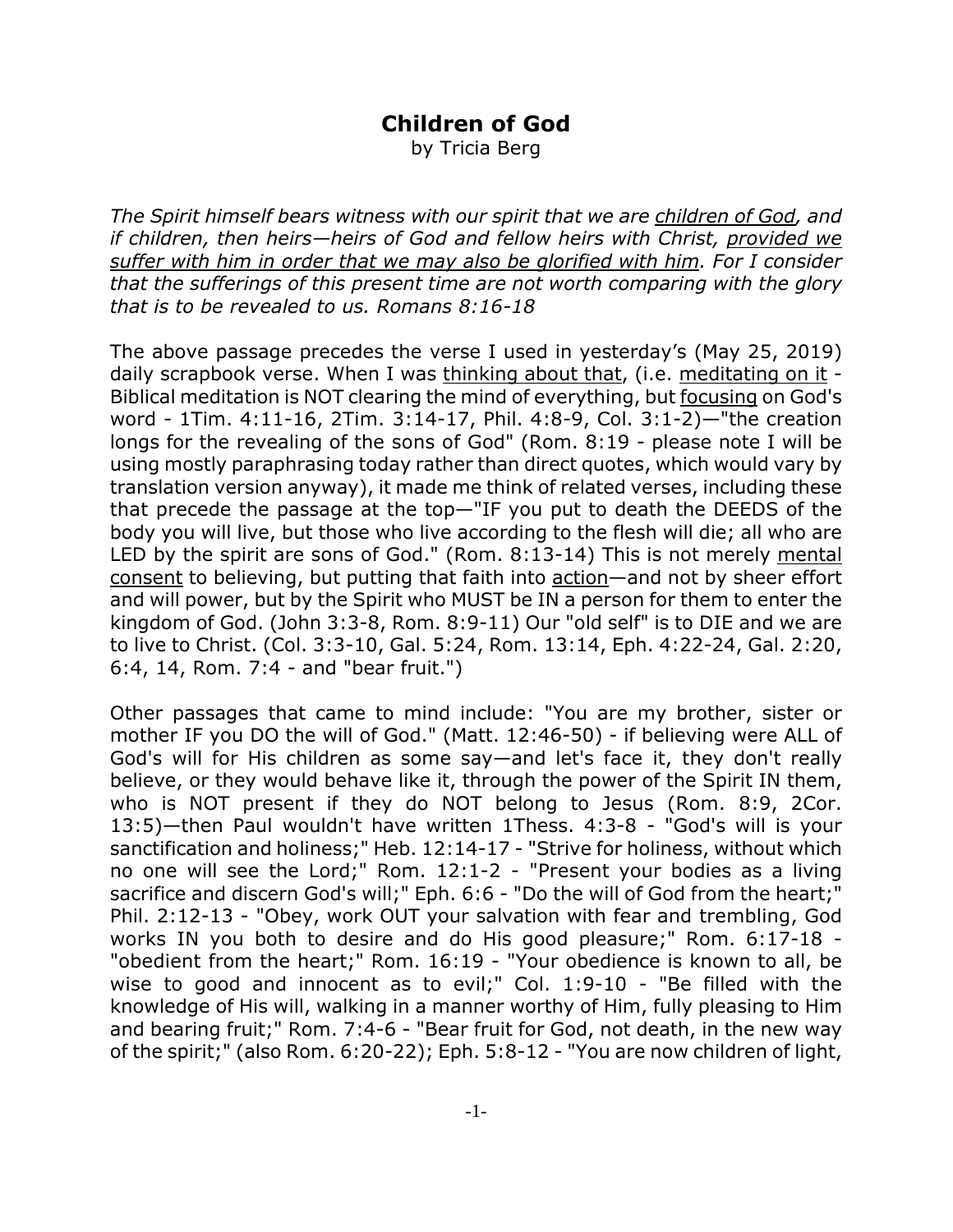# Children of God

by Tricia Berg

*The Spirit himself bears witness with our spirit that we are <u>children of God</u>, and if children, then heirs—heirs of God and fellow heirs with Christ, <u>provided we suffer with him in order that we may also be glorified with him</u>. For I consider that the sufferings of this present time are not worth comparing with the glory that is to be revealed to us. Romans 8:16-18*

The above passage precedes the verse I used in yesterday's (May 25, 2019) daily scrapbook verse. When I was <u>thinking about that</u>, (i.e. <u>meditating on it</u> - Biblical meditation is NOT clearing the mind of everything, but <u>focusing</u> on God's word - 1Tim. 4:11-16, 2Tim. 3:14-17, Phil. 4:8-9, Col. 3:1-2)—"the creation longs for the revealing of the sons of God" (Rom. 8:19 - please note I will be using mostly paraphrasing today rather than direct quotes, which would vary by translation version anyway), it made me think of related verses, including these that precede the passage at the top—"IF you put to death the DEEDS of the body you will live, but those who live according to the flesh will die; all who are LED by the spirit are sons of God." (Rom. 8:13-14) This is not merely <u>mental consent</u> to believing, but putting that faith into <u>action</u>—and not by sheer effort and will power, but by the Spirit who MUST be IN a person for them to enter the kingdom of God. (John 3:3-8, Rom. 8:9-11) Our "old self" is to DIE and we are to live to Christ. (Col. 3:3-10, Gal. 5:24, Rom. 13:14, Eph. 4:22-24, Gal. 2:20, 6:4, 14, Rom. 7:4 - and "bear fruit.")

Other passages that came to mind include: "You are my brother, sister or mother IF you DO the will of God." (Matt. 12:46-50) - if believing were ALL of God's will for His children as some say—and let's face it, they don't really believe, or they would behave like it, through the power of the Spirit IN them, who is NOT present if they do NOT belong to Jesus (Rom. 8:9, 2Cor. 13:5)—then Paul wouldn't have written 1Thess. 4:3-8 - "God's will is your sanctification and holiness;" Heb. 12:14-17 - "Strive for holiness, without which no one will see the Lord;" Rom. 12:1-2 - "Present your bodies as a living sacrifice and discern God's will;" Eph. 6:6 - "Do the will of God from the heart;" Phil. 2:12-13 - "Obey, work OUT your salvation with fear and trembling, God works IN you both to desire and do His good pleasure;" Rom. 6:17-18 - "obedient from the heart;" Rom. 16:19 - "Your obedience is known to all, be wise to good and innocent as to evil;" Col. 1:9-10 - "Be filled with the knowledge of His will, walking in a manner worthy of Him, fully pleasing to Him and bearing fruit;" Rom. 7:4-6 - "Bear fruit for God, not death, in the new way of the spirit;" (also Rom. 6:20-22); Eph. 5:8-12 - "You are now children of light,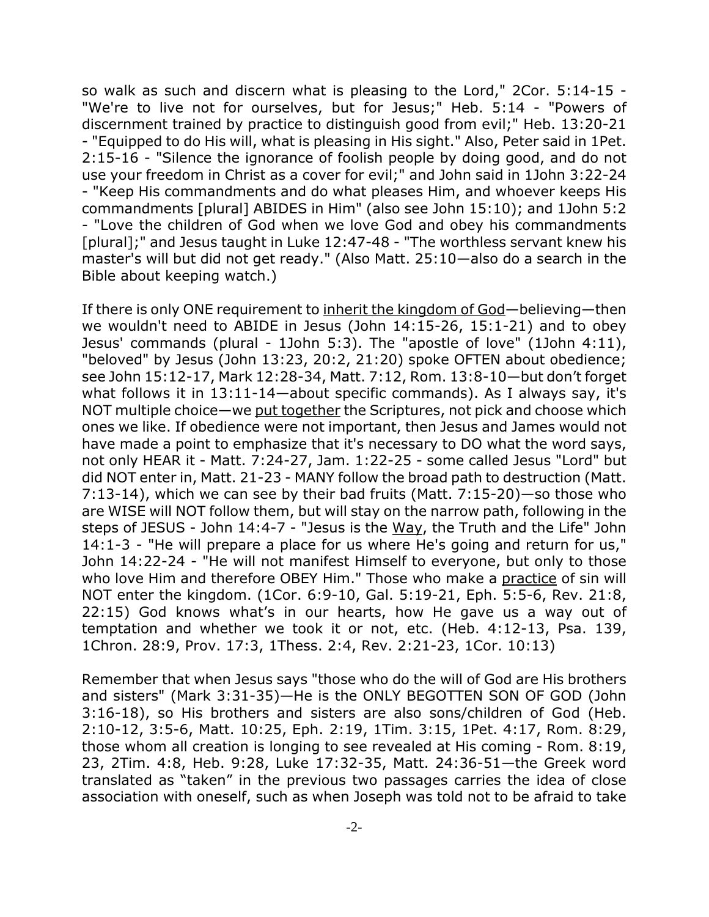so walk as such and discern what is pleasing to the Lord," 2Cor. 5:14-15 - "We're to live not for ourselves, but for Jesus;" Heb. 5:14 - "Powers of discernment trained by practice to distinguish good from evil;" Heb. 13:20-21 - "Equipped to do His will, what is pleasing in His sight." Also, Peter said in 1Pet. 2:15-16 - "Silence the ignorance of foolish people by doing good, and do not use your freedom in Christ as a cover for evil;" and John said in 1John 3:22-24 - "Keep His commandments and do what pleases Him, and whoever keeps His commandments [plural] ABIDES in Him" (also see John 15:10); and 1John 5:2 - "Love the children of God when we love God and obey his commandments [plural];" and Jesus taught in Luke 12:47-48 - "The worthless servant knew his master's will but did not get ready." (Also Matt. 25:10—also do a search in the Bible about keeping watch.)

If there is only ONE requirement to <u>inherit the kingdom of God</u>—believing—then we wouldn't need to ABIDE in Jesus (John 14:15-26, 15:1-21) and to obey Jesus' commands (plural - 1John 5:3). The "apostle of love" (1John 4:11), "beloved" by Jesus (John 13:23, 20:2, 21:20) spoke OFTEN about obedience; see John 15:12-17, Mark 12:28-34, Matt. 7:12, Rom. 13:8-10—but don't forget what follows it in 13:11-14—about specific commands). As I always say, it's NOT multiple choice—we <u>put together</u> the Scriptures, not pick and choose which ones we like. If obedience were not important, then Jesus and James would not have made a point to emphasize that it's necessary to DO what the word says, not only HEAR it - Matt. 7:24-27, Jam. 1:22-25 - some called Jesus "Lord" but did NOT enter in, Matt. 21-23 - MANY follow the broad path to destruction (Matt. 7:13-14), which we can see by their bad fruits (Matt. 7:15-20)—so those who are WISE will NOT follow them, but will stay on the narrow path, following in the steps of JESUS - John 14:4-7 - "Jesus is the <u>Way</u>, the Truth and the Life" John 14:1-3 - "He will prepare a place for us where He's going and return for us," John 14:22-24 - "He will not manifest Himself to everyone, but only to those who love Him and therefore OBEY Him." Those who make a <u>practice</u> of sin will NOT enter the kingdom. (1Cor. 6:9-10, Gal. 5:19-21, Eph. 5:5-6, Rev. 21:8, 22:15) God knows what's in our hearts, how He gave us a way out of temptation and whether we took it or not, etc. (Heb. 4:12-13, Psa. 139, 1Chron. 28:9, Prov. 17:3, 1Thess. 2:4, Rev. 2:21-23, 1Cor. 10:13)

Remember that when Jesus says "those who do the will of God are His brothers and sisters" (Mark 3:31-35)—He is the ONLY BEGOTTEN SON OF GOD (John 3:16-18), so His brothers and sisters are also sons/children of God (Heb. 2:10-12, 3:5-6, Matt. 10:25, Eph. 2:19, 1Tim. 3:15, 1Pet. 4:17, Rom. 8:29, those whom all creation is longing to see revealed at His coming - Rom. 8:19, 23, 2Tim. 4:8, Heb. 9:28, Luke 17:32-35, Matt. 24:36-51—the Greek word translated as "taken" in the previous two passages carries the idea of close association with oneself, such as when Joseph was told not to be afraid to take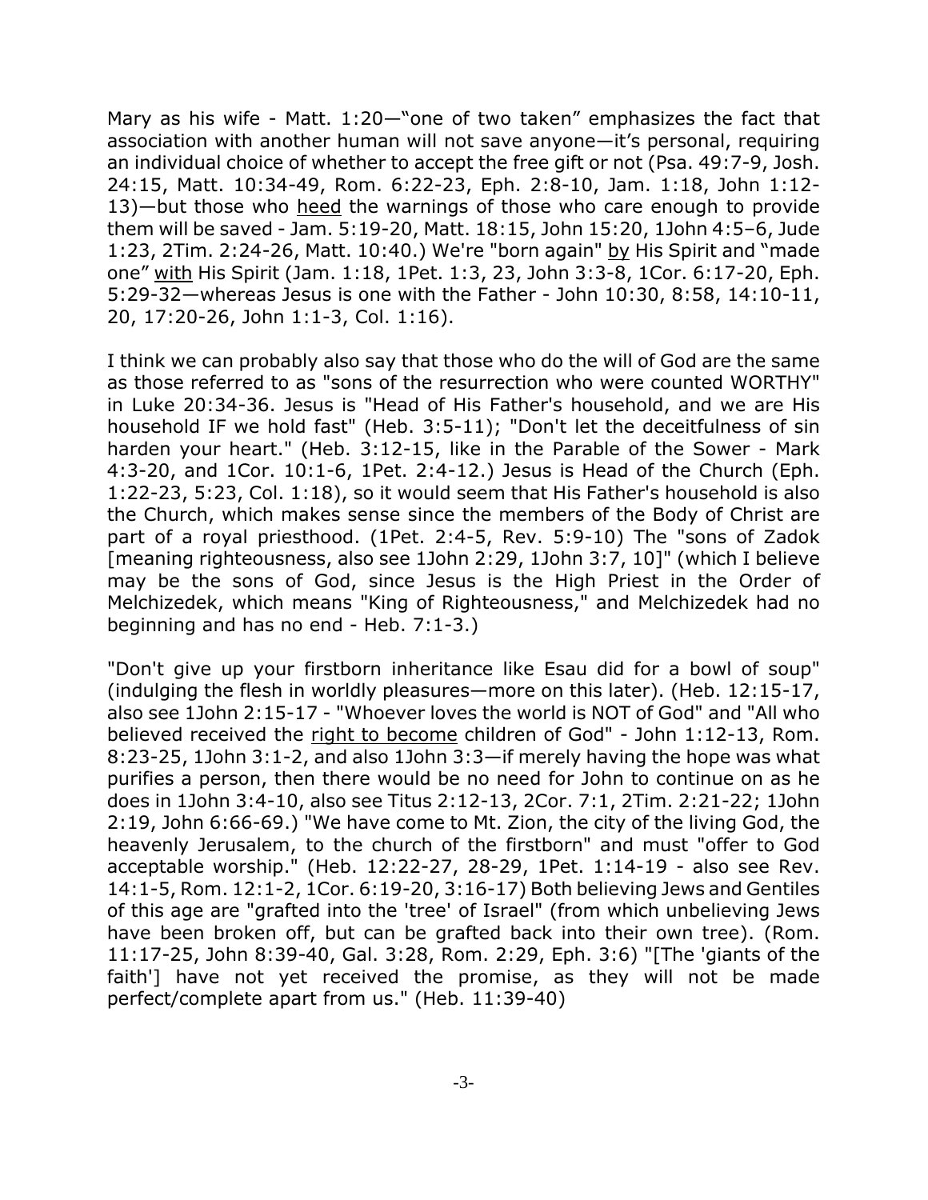Mary as his wife - Matt. 1:20—"one of two taken" emphasizes the fact that association with another human will not save anyone—it's personal, requiring an individual choice of whether to accept the free gift or not (Psa. 49:7-9, Josh. 24:15, Matt. 10:34-49, Rom. 6:22-23, Eph. 2:8-10, Jam. 1:18, John 1:12-13)—but those who <u>heed</u> the warnings of those who care enough to provide them will be saved - Jam. 5:19-20, Matt. 18:15, John 15:20, 1John 4:5–6, Jude 1:23, 2Tim. 2:24-26, Matt. 10:40.) We're "born again" <u>by</u> His Spirit and "made one" <u>with</u> His Spirit (Jam. 1:18, 1Pet. 1:3, 23, John 3:3-8, 1Cor. 6:17-20, Eph. 5:29-32—whereas Jesus is one with the Father - John 10:30, 8:58, 14:10-11, 20, 17:20-26, John 1:1-3, Col. 1:16).

I think we can probably also say that those who do the will of God are the same as those referred to as "sons of the resurrection who were counted WORTHY" in Luke 20:34-36. Jesus is "Head of His Father's household, and we are His household IF we hold fast" (Heb. 3:5-11); "Don't let the deceitfulness of sin harden your heart." (Heb. 3:12-15, like in the Parable of the Sower - Mark 4:3-20, and 1Cor. 10:1-6, 1Pet. 2:4-12.) Jesus is Head of the Church (Eph. 1:22-23, 5:23, Col. 1:18), so it would seem that His Father's household is also the Church, which makes sense since the members of the Body of Christ are part of a royal priesthood. (1Pet. 2:4-5, Rev. 5:9-10) The "sons of Zadok [meaning righteousness, also see 1John 2:29, 1John 3:7, 10]" (which I believe may be the sons of God, since Jesus is the High Priest in the Order of Melchizedek, which means "King of Righteousness," and Melchizedek had no beginning and has no end - Heb. 7:1-3.)

"Don't give up your firstborn inheritance like Esau did for a bowl of soup" (indulging the flesh in worldly pleasures—more on this later). (Heb. 12:15-17, also see 1John 2:15-17 - "Whoever loves the world is NOT of God" and "All who believed received the <u>right to become</u> children of God" - John 1:12-13, Rom. 8:23-25, 1John 3:1-2, and also 1John 3:3—if merely having the hope was what purifies a person, then there would be no need for John to continue on as he does in 1John 3:4-10, also see Titus 2:12-13, 2Cor. 7:1, 2Tim. 2:21-22; 1John 2:19, John 6:66-69.) "We have come to Mt. Zion, the city of the living God, the heavenly Jerusalem, to the church of the firstborn" and must "offer to God acceptable worship." (Heb. 12:22-27, 28-29, 1Pet. 1:14-19 - also see Rev. 14:1-5, Rom. 12:1-2, 1Cor. 6:19-20, 3:16-17) Both believing Jews and Gentiles of this age are "grafted into the 'tree' of Israel" (from which unbelieving Jews have been broken off, but can be grafted back into their own tree). (Rom. 11:17-25, John 8:39-40, Gal. 3:28, Rom. 2:29, Eph. 3:6) "[The 'giants of the faith'] have not yet received the promise, as they will not be made perfect/complete apart from us." (Heb. 11:39-40)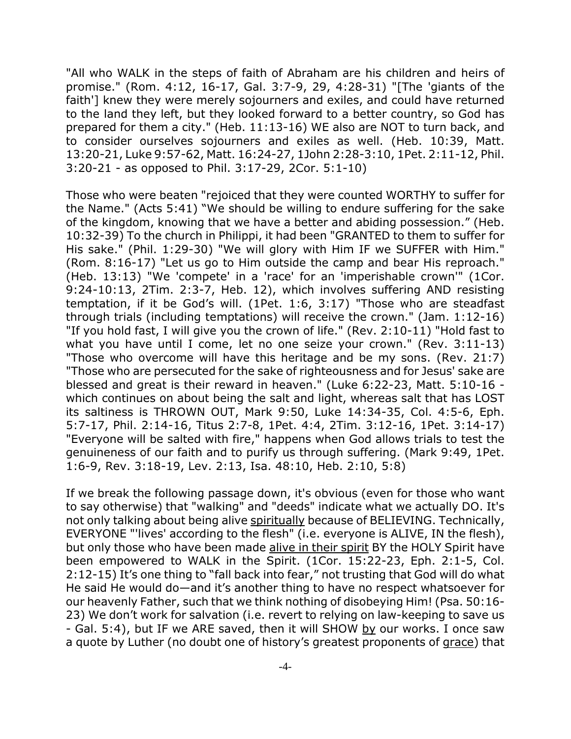"All who WALK in the steps of faith of Abraham are his children and heirs of promise." (Rom. 4:12, 16-17, Gal. 3:7-9, 29, 4:28-31) "[The 'giants of the faith'] knew they were merely sojourners and exiles, and could have returned to the land they left, but they looked forward to a better country, so God has prepared for them a city." (Heb. 11:13-16) WE also are NOT to turn back, and to consider ourselves sojourners and exiles as well. (Heb. 10:39, Matt. 13:20-21, Luke 9:57-62, Matt. 16:24-27, 1John 2:28-3:10, 1Pet. 2:11-12, Phil. 3:20-21 - as opposed to Phil. 3:17-29, 2Cor. 5:1-10)

Those who were beaten "rejoiced that they were counted WORTHY to suffer for the Name." (Acts 5:41) "We should be willing to endure suffering for the sake of the kingdom, knowing that we have a better and abiding possession." (Heb. 10:32-39) To the church in Philippi, it had been "GRANTED to them to suffer for His sake." (Phil. 1:29-30) "We will glory with Him IF we SUFFER with Him." (Rom. 8:16-17) "Let us go to Him outside the camp and bear His reproach." (Heb. 13:13) "We 'compete' in a 'race' for an 'imperishable crown'" (1Cor. 9:24-10:13, 2Tim. 2:3-7, Heb. 12), which involves suffering AND resisting temptation, if it be God's will. (1Pet. 1:6, 3:17) "Those who are steadfast through trials (including temptations) will receive the crown." (Jam. 1:12-16) "If you hold fast, I will give you the crown of life." (Rev. 2:10-11) "Hold fast to what you have until I come, let no one seize your crown." (Rev. 3:11-13) "Those who overcome will have this heritage and be my sons. (Rev. 21:7) "Those who are persecuted for the sake of righteousness and for Jesus' sake are blessed and great is their reward in heaven." (Luke 6:22-23, Matt. 5:10-16 - which continues on about being the salt and light, whereas salt that has LOST its saltiness is THROWN OUT, Mark 9:50, Luke 14:34-35, Col. 4:5-6, Eph. 5:7-17, Phil. 2:14-16, Titus 2:7-8, 1Pet. 4:4, 2Tim. 3:12-16, 1Pet. 3:14-17) "Everyone will be salted with fire," happens when God allows trials to test the genuineness of our faith and to purify us through suffering. (Mark 9:49, 1Pet. 1:6-9, Rev. 3:18-19, Lev. 2:13, Isa. 48:10, Heb. 2:10, 5:8)

If we break the following passage down, it's obvious (even for those who want to say otherwise) that "walking" and "deeds" indicate what we actually DO. It's not only talking about being alive <u>spiritually</u> because of BELIEVING. Technically, EVERYONE "'lives' according to the flesh" (i.e. everyone is ALIVE, IN the flesh), but only those who have been made <u>alive in their spirit</u> BY the HOLY Spirit have been empowered to WALK in the Spirit. (1Cor. 15:22-23, Eph. 2:1-5, Col. 2:12-15) It's one thing to "fall back into fear," not trusting that God will do what He said He would do—and it's another thing to have no respect whatsoever for our heavenly Father, such that we think nothing of disobeying Him! (Psa. 50:16-23) We don't work for salvation (i.e. revert to relying on law-keeping to save us - Gal. 5:4), but IF we ARE saved, then it will SHOW <u>by</u> our works. I once saw a quote by Luther (no doubt one of history's greatest proponents of <u>grace</u>) that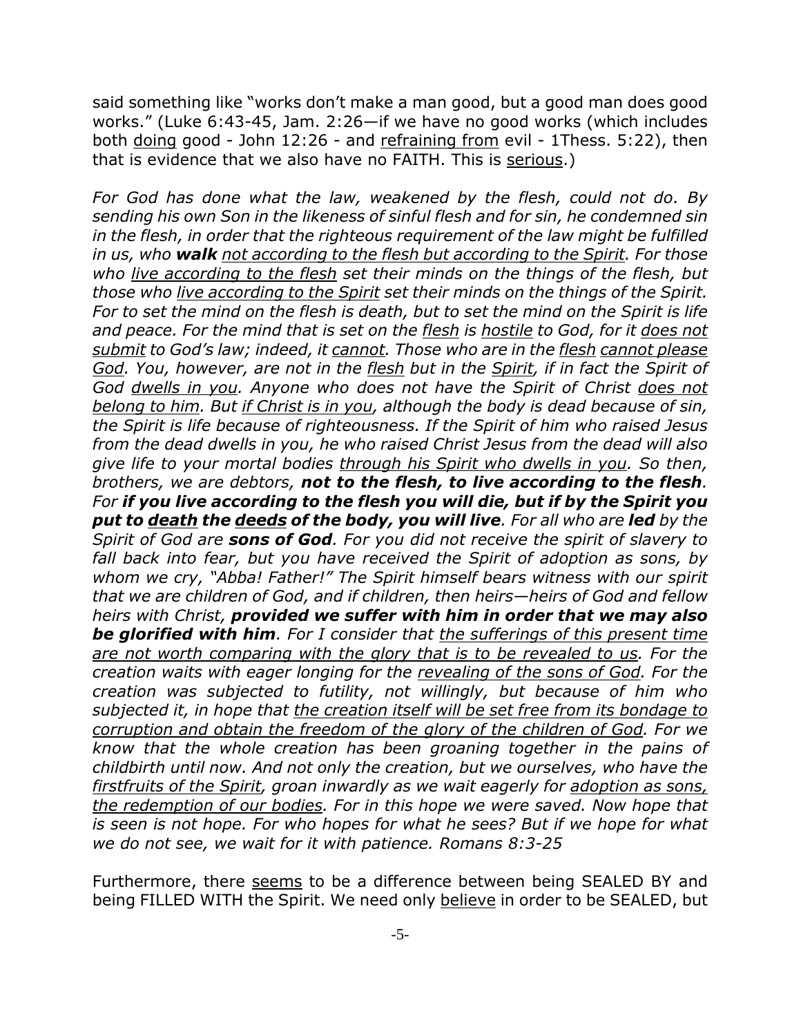said something like "works don't make a man good, but a good man does good works." (Luke 6:43-45, Jam. 2:26—if we have no good works (which includes both <u>doing</u> good - John 12:26 - and <u>refraining from</u> evil - 1Thess. 5:22), then that is evidence that we also have no FAITH. This is <u>serious</u>.)

*For God has done what the law, weakened by the flesh, could not do. By sending his own Son in the likeness of sinful flesh and for sin, he condemned sin in the flesh, in order that the righteous requirement of the law might be fulfilled in us, who **walk** <u>not according to the flesh but according to the Spirit</u>. For those who <u>live according to the flesh</u> set their minds on the things of the flesh, but those who <u>live according to the Spirit</u> set their minds on the things of the Spirit. For to set the mind on the flesh is death, but to set the mind on the Spirit is life and peace. For the mind that is set on the <u>flesh</u> is <u>hostile</u> to God, for it <u>does not submit</u> to God's law; indeed, it <u>cannot</u>. Those who are in the <u>flesh</u> <u>cannot please God</u>. You, however, are not in the <u>flesh</u> but in the <u>Spirit</u>, if in fact the Spirit of God <u>dwells in you</u>. Anyone who does not have the Spirit of Christ <u>does not belong to him</u>. But <u>if Christ is in you</u>, although the body is dead because of sin, the Spirit is life because of righteousness. If the Spirit of him who raised Jesus from the dead dwells in you, he who raised Christ Jesus from the dead will also give life to your mortal bodies <u>through his Spirit who dwells in you</u>. So then, brothers, we are debtors, **not to the flesh, to live according to the flesh**. For **if you live according to the flesh you will die, but if by the Spirit you put to <u>death</u> the <u>deeds</u> of the body, you will live**. For all who are **led** by the Spirit of God are **sons of God**. For you did not receive the spirit of slavery to fall back into fear, but you have received the Spirit of adoption as sons, by whom we cry, "Abba! Father!" The Spirit himself bears witness with our spirit that we are children of God, and if children, then heirs—heirs of God and fellow heirs with Christ, **provided we suffer with him in order that we may also be glorified with him**. For I consider that <u>the sufferings of this present time are not worth comparing with the glory that is to be revealed to us</u>. For the creation waits with eager longing for the <u>revealing of the sons of God</u>. For the creation was subjected to futility, not willingly, but because of him who subjected it, in hope that <u>the creation itself will be set free from its bondage to corruption and obtain the freedom of the glory of the children of God</u>. For we know that the whole creation has been groaning together in the pains of childbirth until now. And not only the creation, but we ourselves, who have the <u>firstfruits of the Spirit</u>, groan inwardly as we wait eagerly for <u>adoption as sons, the redemption of our bodies</u>. For in this hope we were saved. Now hope that is seen is not hope. For who hopes for what he sees? But if we hope for what we do not see, we wait for it with patience. Romans 8:3-25*

Furthermore, there <u>seems</u> to be a difference between being SEALED BY and being FILLED WITH the Spirit. We need only <u>believe</u> in order to be SEALED, but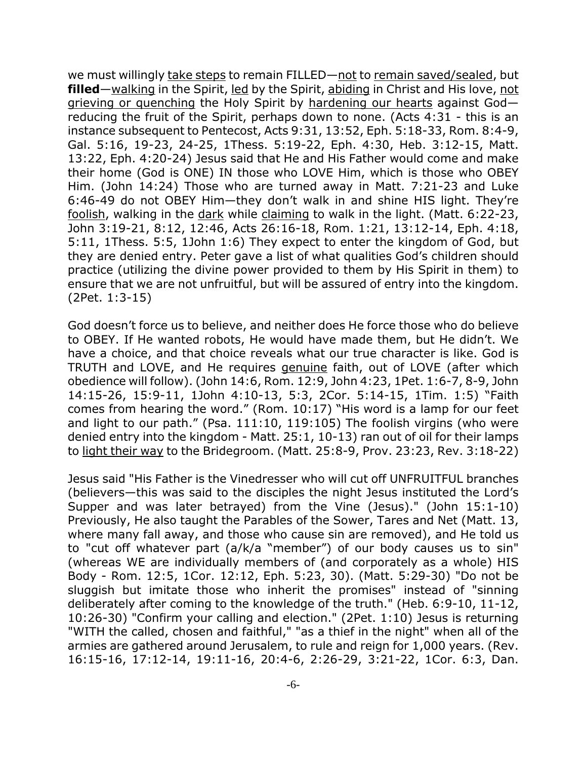we must willingly take steps to remain FILLED—not to remain saved/sealed, but **filled**—walking in the Spirit, led by the Spirit, abiding in Christ and His love, not grieving or quenching the Holy Spirit by hardening our hearts against God—reducing the fruit of the Spirit, perhaps down to none. (Acts 4:31 - this is an instance subsequent to Pentecost, Acts 9:31, 13:52, Eph. 5:18-33, Rom. 8:4-9, Gal. 5:16, 19-23, 24-25, 1Thess. 5:19-22, Eph. 4:30, Heb. 3:12-15, Matt. 13:22, Eph. 4:20-24) Jesus said that He and His Father would come and make their home (God is ONE) IN those who LOVE Him, which is those who OBEY Him. (John 14:24) Those who are turned away in Matt. 7:21-23 and Luke 6:46-49 do not OBEY Him—they don't walk in and shine HIS light. They're foolish, walking in the dark while claiming to walk in the light. (Matt. 6:22-23, John 3:19-21, 8:12, 12:46, Acts 26:16-18, Rom. 1:21, 13:12-14, Eph. 4:18, 5:11, 1Thess. 5:5, 1John 1:6) They expect to enter the kingdom of God, but they are denied entry. Peter gave a list of what qualities God's children should practice (utilizing the divine power provided to them by His Spirit in them) to ensure that we are not unfruitful, but will be assured of entry into the kingdom. (2Pet. 1:3-15)

God doesn't force us to believe, and neither does He force those who do believe to OBEY. If He wanted robots, He would have made them, but He didn't. We have a choice, and that choice reveals what our true character is like. God is TRUTH and LOVE, and He requires genuine faith, out of LOVE (after which obedience will follow). (John 14:6, Rom. 12:9, John 4:23, 1Pet. 1:6-7, 8-9, John 14:15-26, 15:9-11, 1John 4:10-13, 5:3, 2Cor. 5:14-15, 1Tim. 1:5) "Faith comes from hearing the word." (Rom. 10:17) "His word is a lamp for our feet and light to our path." (Psa. 111:10, 119:105) The foolish virgins (who were denied entry into the kingdom - Matt. 25:1, 10-13) ran out of oil for their lamps to light their way to the Bridegroom. (Matt. 25:8-9, Prov. 23:23, Rev. 3:18-22)

Jesus said "His Father is the Vinedresser who will cut off UNFRUITFUL branches (believers—this was said to the disciples the night Jesus instituted the Lord's Supper and was later betrayed) from the Vine (Jesus)." (John 15:1-10) Previously, He also taught the Parables of the Sower, Tares and Net (Matt. 13, where many fall away, and those who cause sin are removed), and He told us to "cut off whatever part (a/k/a "member") of our body causes us to sin" (whereas WE are individually members of (and corporately as a whole) HIS Body - Rom. 12:5, 1Cor. 12:12, Eph. 5:23, 30). (Matt. 5:29-30) "Do not be sluggish but imitate those who inherit the promises" instead of "sinning deliberately after coming to the knowledge of the truth." (Heb. 6:9-10, 11-12, 10:26-30) "Confirm your calling and election." (2Pet. 1:10) Jesus is returning "WITH the called, chosen and faithful," "as a thief in the night" when all of the armies are gathered around Jerusalem, to rule and reign for 1,000 years. (Rev. 16:15-16, 17:12-14, 19:11-16, 20:4-6, 2:26-29, 3:21-22, 1Cor. 6:3, Dan.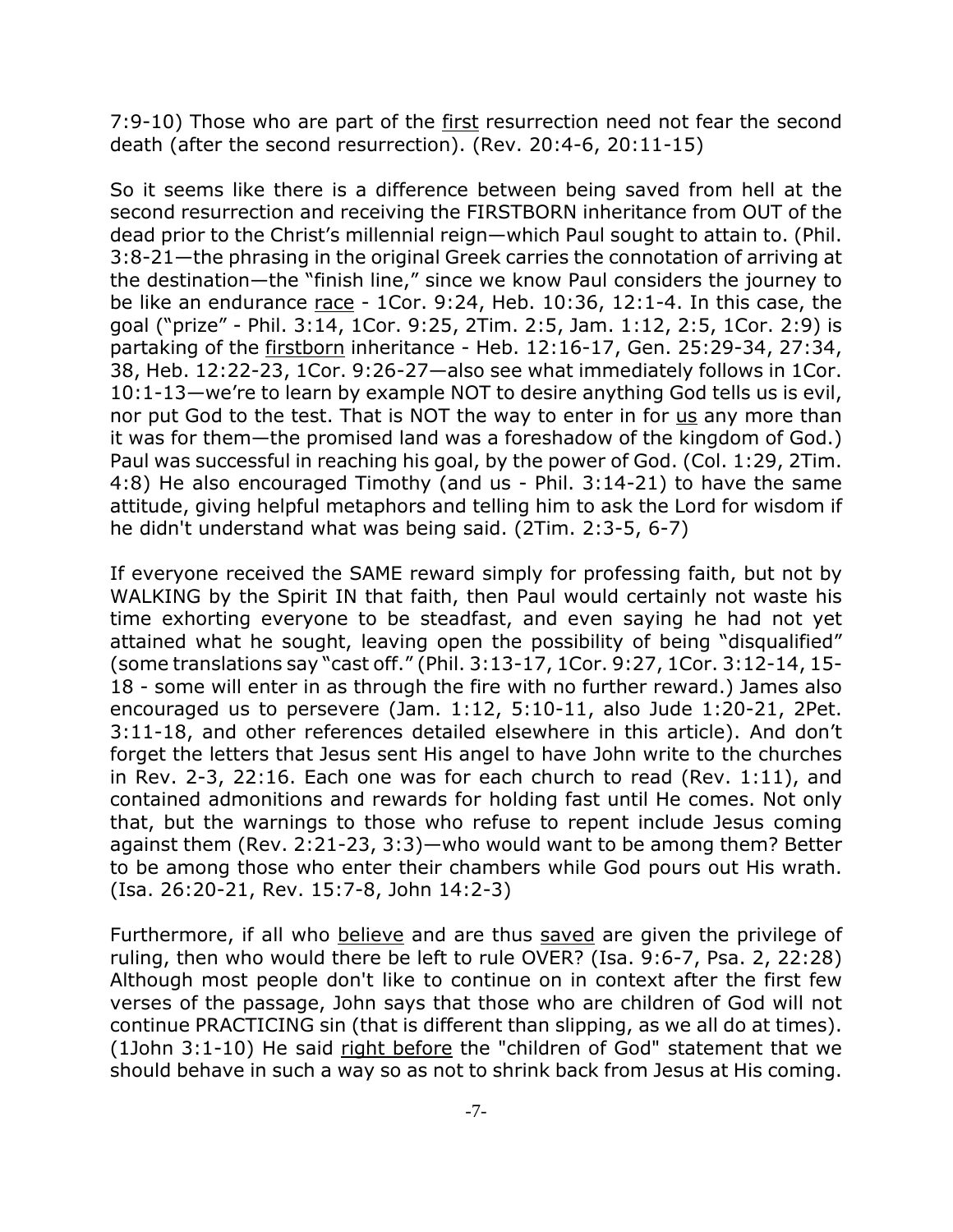7:9-10) Those who are part of the <u>first</u> resurrection need not fear the second death (after the second resurrection). (Rev. 20:4-6, 20:11-15)

So it seems like there is a difference between being saved from hell at the second resurrection and receiving the FIRSTBORN inheritance from OUT of the dead prior to the Christ's millennial reign—which Paul sought to attain to. (Phil. 3:8-21—the phrasing in the original Greek carries the connotation of arriving at the destination—the "finish line," since we know Paul considers the journey to be like an endurance <u>race</u> - 1Cor. 9:24, Heb. 10:36, 12:1-4. In this case, the goal ("prize" - Phil. 3:14, 1Cor. 9:25, 2Tim. 2:5, Jam. 1:12, 2:5, 1Cor. 2:9) is partaking of the <u>firstborn</u> inheritance - Heb. 12:16-17, Gen. 25:29-34, 27:34, 38, Heb. 12:22-23, 1Cor. 9:26-27—also see what immediately follows in 1Cor. 10:1-13—we're to learn by example NOT to desire anything God tells us is evil, nor put God to the test. That is NOT the way to enter in for <u>us</u> any more than it was for them—the promised land was a foreshadow of the kingdom of God.) Paul was successful in reaching his goal, by the power of God. (Col. 1:29, 2Tim. 4:8) He also encouraged Timothy (and us - Phil. 3:14-21) to have the same attitude, giving helpful metaphors and telling him to ask the Lord for wisdom if he didn't understand what was being said. (2Tim. 2:3-5, 6-7)

If everyone received the SAME reward simply for professing faith, but not by WALKING by the Spirit IN that faith, then Paul would certainly not waste his time exhorting everyone to be steadfast, and even saying he had not yet attained what he sought, leaving open the possibility of being "disqualified" (some translations say "cast off." (Phil. 3:13-17, 1Cor. 9:27, 1Cor. 3:12-14, 15-18 - some will enter in as through the fire with no further reward.) James also encouraged us to persevere (Jam. 1:12, 5:10-11, also Jude 1:20-21, 2Pet. 3:11-18, and other references detailed elsewhere in this article). And don't forget the letters that Jesus sent His angel to have John write to the churches in Rev. 2-3, 22:16. Each one was for each church to read (Rev. 1:11), and contained admonitions and rewards for holding fast until He comes. Not only that, but the warnings to those who refuse to repent include Jesus coming against them (Rev. 2:21-23, 3:3)—who would want to be among them? Better to be among those who enter their chambers while God pours out His wrath. (Isa. 26:20-21, Rev. 15:7-8, John 14:2-3)

Furthermore, if all who <u>believe</u> and are thus <u>saved</u> are given the privilege of ruling, then who would there be left to rule OVER? (Isa. 9:6-7, Psa. 2, 22:28) Although most people don't like to continue on in context after the first few verses of the passage, John says that those who are children of God will not continue PRACTICING sin (that is different than slipping, as we all do at times). (1John 3:1-10) He said <u>right before</u> the "children of God" statement that we should behave in such a way so as not to shrink back from Jesus at His coming.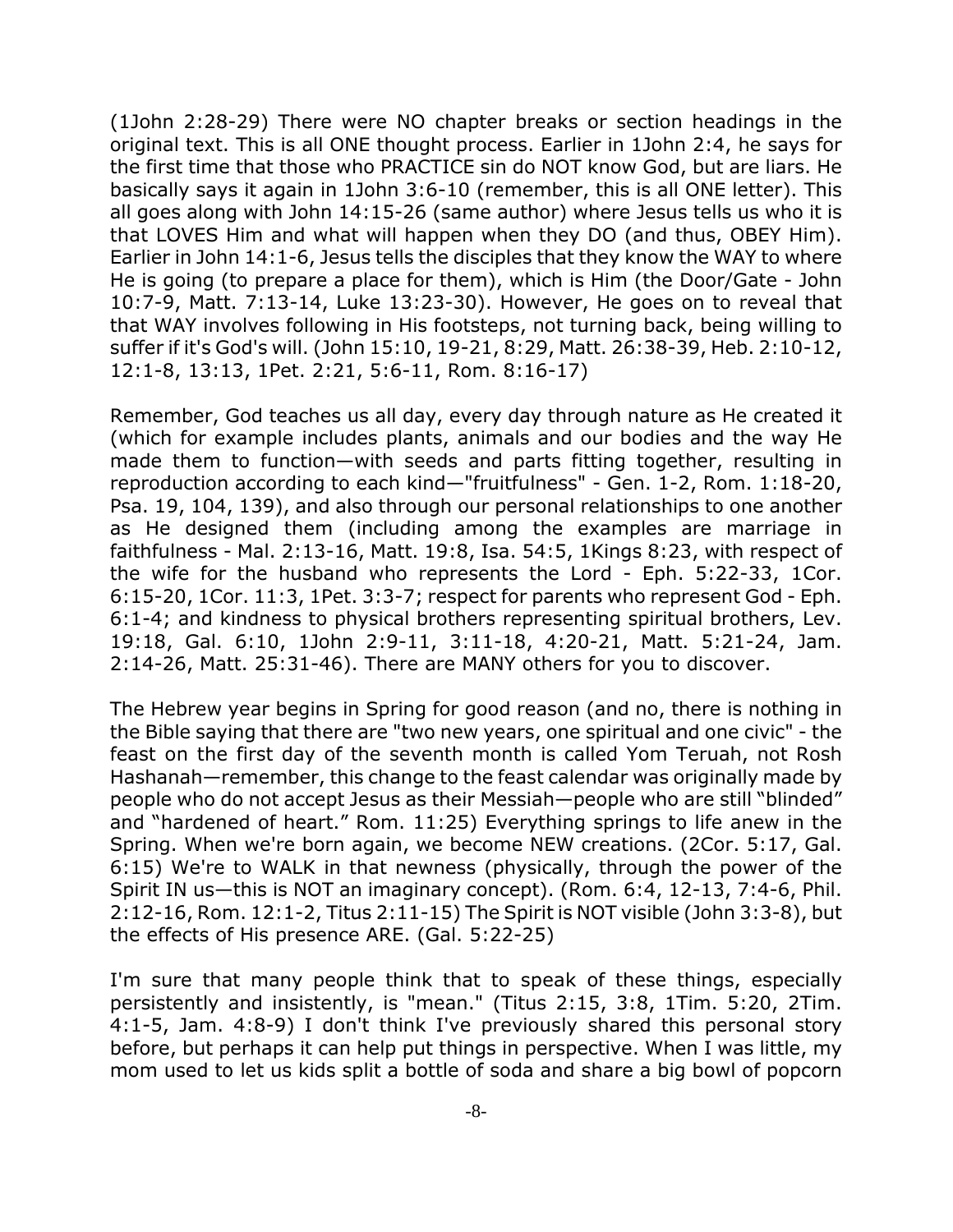(1John 2:28-29) There were NO chapter breaks or section headings in the original text. This is all ONE thought process. Earlier in 1John 2:4, he says for the first time that those who PRACTICE sin do NOT know God, but are liars. He basically says it again in 1John 3:6-10 (remember, this is all ONE letter). This all goes along with John 14:15-26 (same author) where Jesus tells us who it is that LOVES Him and what will happen when they DO (and thus, OBEY Him). Earlier in John 14:1-6, Jesus tells the disciples that they know the WAY to where He is going (to prepare a place for them), which is Him (the Door/Gate - John 10:7-9, Matt. 7:13-14, Luke 13:23-30). However, He goes on to reveal that that WAY involves following in His footsteps, not turning back, being willing to suffer if it's God's will. (John 15:10, 19-21, 8:29, Matt. 26:38-39, Heb. 2:10-12, 12:1-8, 13:13, 1Pet. 2:21, 5:6-11, Rom. 8:16-17)

Remember, God teaches us all day, every day through nature as He created it (which for example includes plants, animals and our bodies and the way He made them to function—with seeds and parts fitting together, resulting in reproduction according to each kind—"fruitfulness" - Gen. 1-2, Rom. 1:18-20, Psa. 19, 104, 139), and also through our personal relationships to one another as He designed them (including among the examples are marriage in faithfulness - Mal. 2:13-16, Matt. 19:8, Isa. 54:5, 1Kings 8:23, with respect of the wife for the husband who represents the Lord - Eph. 5:22-33, 1Cor. 6:15-20, 1Cor. 11:3, 1Pet. 3:3-7; respect for parents who represent God - Eph. 6:1-4; and kindness to physical brothers representing spiritual brothers, Lev. 19:18, Gal. 6:10, 1John 2:9-11, 3:11-18, 4:20-21, Matt. 5:21-24, Jam. 2:14-26, Matt. 25:31-46). There are MANY others for you to discover.

The Hebrew year begins in Spring for good reason (and no, there is nothing in the Bible saying that there are "two new years, one spiritual and one civic" - the feast on the first day of the seventh month is called Yom Teruah, not Rosh Hashanah—remember, this change to the feast calendar was originally made by people who do not accept Jesus as their Messiah—people who are still "blinded" and "hardened of heart." Rom. 11:25) Everything springs to life anew in the Spring. When we're born again, we become NEW creations. (2Cor. 5:17, Gal. 6:15) We're to WALK in that newness (physically, through the power of the Spirit IN us—this is NOT an imaginary concept). (Rom. 6:4, 12-13, 7:4-6, Phil. 2:12-16, Rom. 12:1-2, Titus 2:11-15) The Spirit is NOT visible (John 3:3-8), but the effects of His presence ARE. (Gal. 5:22-25)

I'm sure that many people think that to speak of these things, especially persistently and insistently, is "mean." (Titus 2:15, 3:8, 1Tim. 5:20, 2Tim. 4:1-5, Jam. 4:8-9) I don't think I've previously shared this personal story before, but perhaps it can help put things in perspective. When I was little, my mom used to let us kids split a bottle of soda and share a big bowl of popcorn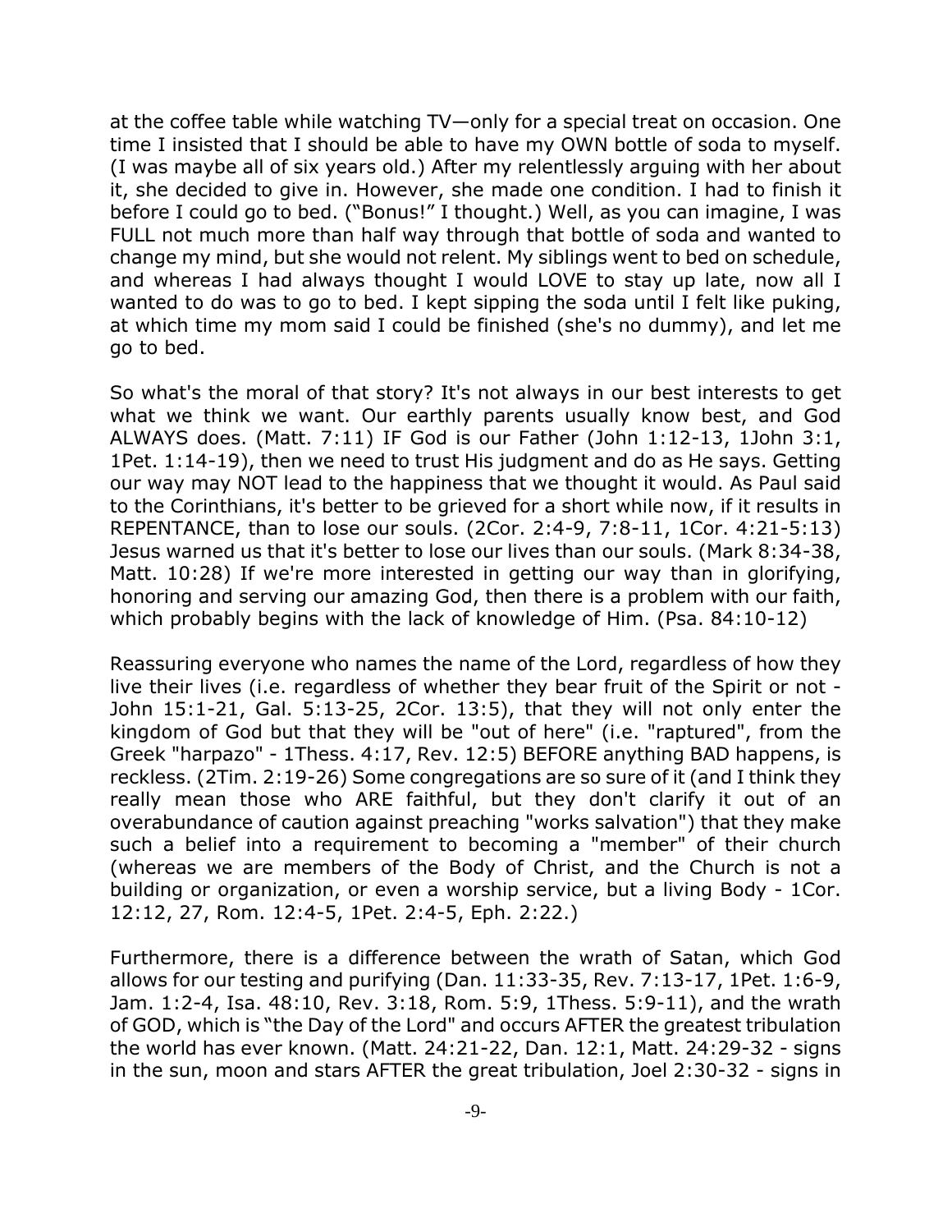at the coffee table while watching TV—only for a special treat on occasion. One time I insisted that I should be able to have my OWN bottle of soda to myself. (I was maybe all of six years old.) After my relentlessly arguing with her about it, she decided to give in. However, she made one condition. I had to finish it before I could go to bed. ("Bonus!" I thought.) Well, as you can imagine, I was FULL not much more than half way through that bottle of soda and wanted to change my mind, but she would not relent. My siblings went to bed on schedule, and whereas I had always thought I would LOVE to stay up late, now all I wanted to do was to go to bed. I kept sipping the soda until I felt like puking, at which time my mom said I could be finished (she's no dummy), and let me go to bed.

So what's the moral of that story? It's not always in our best interests to get what we think we want. Our earthly parents usually know best, and God ALWAYS does. (Matt. 7:11) IF God is our Father (John 1:12-13, 1John 3:1, 1Pet. 1:14-19), then we need to trust His judgment and do as He says. Getting our way may NOT lead to the happiness that we thought it would. As Paul said to the Corinthians, it's better to be grieved for a short while now, if it results in REPENTANCE, than to lose our souls. (2Cor. 2:4-9, 7:8-11, 1Cor. 4:21-5:13) Jesus warned us that it's better to lose our lives than our souls. (Mark 8:34-38, Matt. 10:28) If we're more interested in getting our way than in glorifying, honoring and serving our amazing God, then there is a problem with our faith, which probably begins with the lack of knowledge of Him. (Psa. 84:10-12)

Reassuring everyone who names the name of the Lord, regardless of how they live their lives (i.e. regardless of whether they bear fruit of the Spirit or not - John 15:1-21, Gal. 5:13-25, 2Cor. 13:5), that they will not only enter the kingdom of God but that they will be "out of here" (i.e. "raptured", from the Greek "harpazo" - 1Thess. 4:17, Rev. 12:5) BEFORE anything BAD happens, is reckless. (2Tim. 2:19-26) Some congregations are so sure of it (and I think they really mean those who ARE faithful, but they don't clarify it out of an overabundance of caution against preaching "works salvation") that they make such a belief into a requirement to becoming a "member" of their church (whereas we are members of the Body of Christ, and the Church is not a building or organization, or even a worship service, but a living Body - 1Cor. 12:12, 27, Rom. 12:4-5, 1Pet. 2:4-5, Eph. 2:22.)

Furthermore, there is a difference between the wrath of Satan, which God allows for our testing and purifying (Dan. 11:33-35, Rev. 7:13-17, 1Pet. 1:6-9, Jam. 1:2-4, Isa. 48:10, Rev. 3:18, Rom. 5:9, 1Thess. 5:9-11), and the wrath of GOD, which is "the Day of the Lord" and occurs AFTER the greatest tribulation the world has ever known. (Matt. 24:21-22, Dan. 12:1, Matt. 24:29-32 - signs in the sun, moon and stars AFTER the great tribulation, Joel 2:30-32 - signs in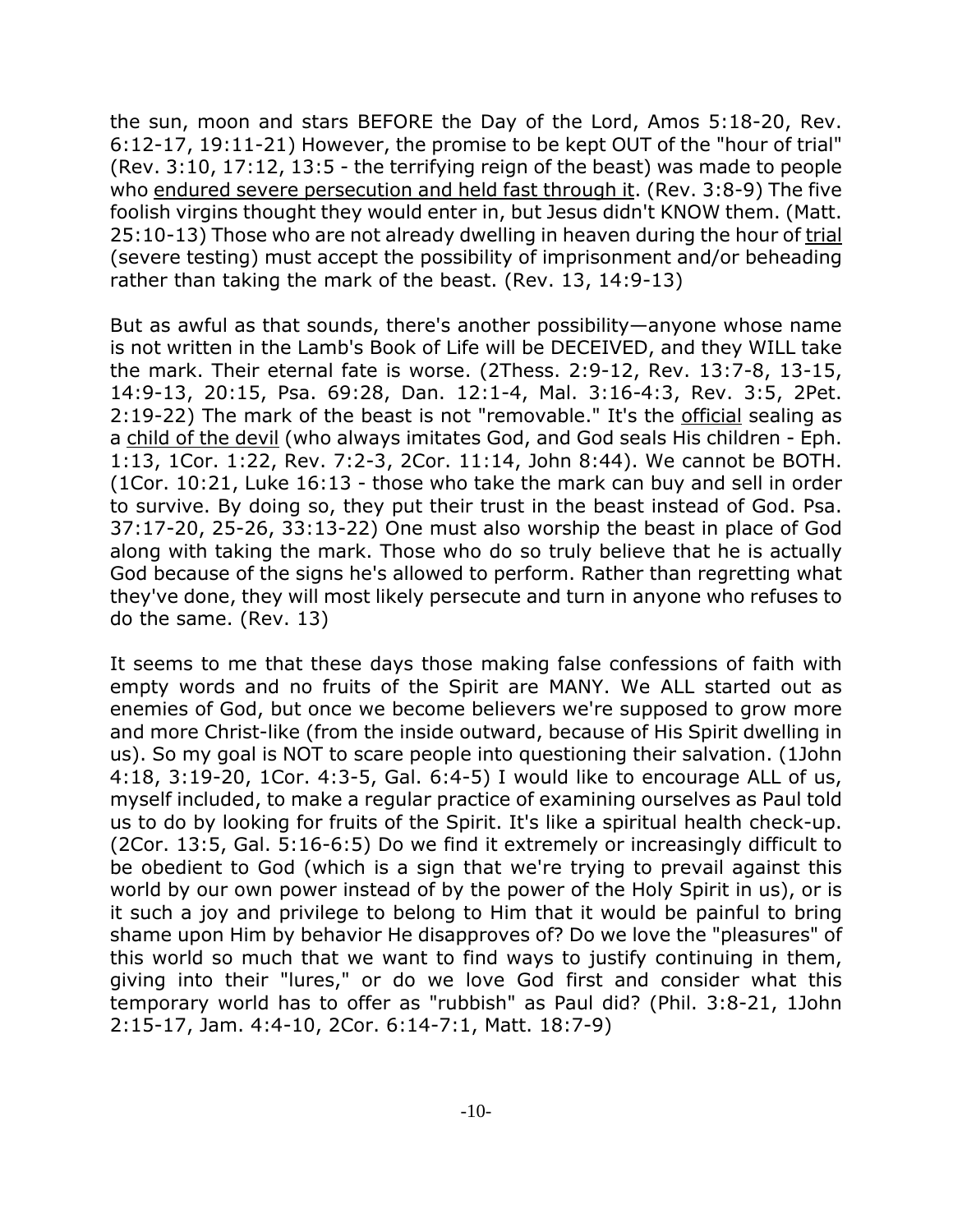the sun, moon and stars BEFORE the Day of the Lord, Amos 5:18-20, Rev. 6:12-17, 19:11-21) However, the promise to be kept OUT of the "hour of trial" (Rev. 3:10, 17:12, 13:5 - the terrifying reign of the beast) was made to people who <u>endured severe persecution and held fast through it</u>. (Rev. 3:8-9) The five foolish virgins thought they would enter in, but Jesus didn't KNOW them. (Matt. 25:10-13) Those who are not already dwelling in heaven during the hour of <u>trial</u> (severe testing) must accept the possibility of imprisonment and/or beheading rather than taking the mark of the beast. (Rev. 13, 14:9-13)

But as awful as that sounds, there's another possibility—anyone whose name is not written in the Lamb's Book of Life will be DECEIVED, and they WILL take the mark. Their eternal fate is worse. (2Thess. 2:9-12, Rev. 13:7-8, 13-15, 14:9-13, 20:15, Psa. 69:28, Dan. 12:1-4, Mal. 3:16-4:3, Rev. 3:5, 2Pet. 2:19-22) The mark of the beast is not "removable." It's the <u>official</u> sealing as a <u>child of the devil</u> (who always imitates God, and God seals His children - Eph. 1:13, 1Cor. 1:22, Rev. 7:2-3, 2Cor. 11:14, John 8:44). We cannot be BOTH. (1Cor. 10:21, Luke 16:13 - those who take the mark can buy and sell in order to survive. By doing so, they put their trust in the beast instead of God. Psa. 37:17-20, 25-26, 33:13-22) One must also worship the beast in place of God along with taking the mark. Those who do so truly believe that he is actually God because of the signs he's allowed to perform. Rather than regretting what they've done, they will most likely persecute and turn in anyone who refuses to do the same. (Rev. 13)

It seems to me that these days those making false confessions of faith with empty words and no fruits of the Spirit are MANY. We ALL started out as enemies of God, but once we become believers we're supposed to grow more and more Christ-like (from the inside outward, because of His Spirit dwelling in us). So my goal is NOT to scare people into questioning their salvation. (1John 4:18, 3:19-20, 1Cor. 4:3-5, Gal. 6:4-5) I would like to encourage ALL of us, myself included, to make a regular practice of examining ourselves as Paul told us to do by looking for fruits of the Spirit. It's like a spiritual health check-up. (2Cor. 13:5, Gal. 5:16-6:5) Do we find it extremely or increasingly difficult to be obedient to God (which is a sign that we're trying to prevail against this world by our own power instead of by the power of the Holy Spirit in us), or is it such a joy and privilege to belong to Him that it would be painful to bring shame upon Him by behavior He disapproves of? Do we love the "pleasures" of this world so much that we want to find ways to justify continuing in them, giving into their "lures," or do we love God first and consider what this temporary world has to offer as "rubbish" as Paul did? (Phil. 3:8-21, 1John 2:15-17, Jam. 4:4-10, 2Cor. 6:14-7:1, Matt. 18:7-9)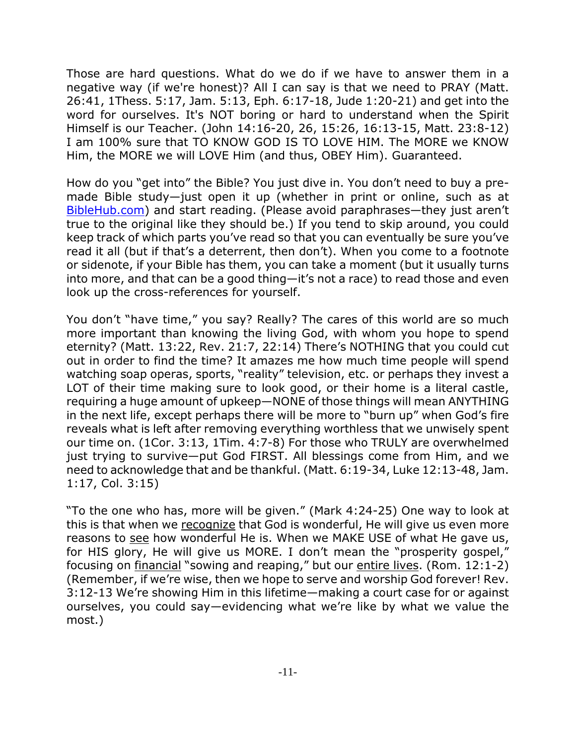Those are hard questions. What do we do if we have to answer them in a negative way (if we're honest)? All I can say is that we need to PRAY (Matt. 26:41, 1Thess. 5:17, Jam. 5:13, Eph. 6:17-18, Jude 1:20-21) and get into the word for ourselves. It's NOT boring or hard to understand when the Spirit Himself is our Teacher. (John 14:16-20, 26, 15:26, 16:13-15, Matt. 23:8-12) I am 100% sure that TO KNOW GOD IS TO LOVE HIM. The MORE we KNOW Him, the MORE we will LOVE Him (and thus, OBEY Him). Guaranteed.

How do you "get into" the Bible? You just dive in. You don't need to buy a pre-made Bible study—just open it up (whether in print or online, such as at [BibleHub.com](https://BibleHub.com)) and start reading. (Please avoid paraphrases—they just aren't true to the original like they should be.) If you tend to skip around, you could keep track of which parts you've read so that you can eventually be sure you've read it all (but if that's a deterrent, then don't). When you come to a footnote or sidenote, if your Bible has them, you can take a moment (but it usually turns into more, and that can be a good thing—it's not a race) to read those and even look up the cross-references for yourself.

You don't "have time," you say? Really? The cares of this world are so much more important than knowing the living God, with whom you hope to spend eternity? (Matt. 13:22, Rev. 21:7, 22:14) There's NOTHING that you could cut out in order to find the time? It amazes me how much time people will spend watching soap operas, sports, "reality" television, etc. or perhaps they invest a LOT of their time making sure to look good, or their home is a literal castle, requiring a huge amount of upkeep—NONE of those things will mean ANYTHING in the next life, except perhaps there will be more to "burn up" when God's fire reveals what is left after removing everything worthless that we unwisely spent our time on. (1Cor. 3:13, 1Tim. 4:7-8) For those who TRULY are overwhelmed just trying to survive—put God FIRST. All blessings come from Him, and we need to acknowledge that and be thankful. (Matt. 6:19-34, Luke 12:13-48, Jam. 1:17, Col. 3:15)

"To the one who has, more will be given." (Mark 4:24-25) One way to look at this is that when we <u>recognize</u> that God is wonderful, He will give us even more reasons to <u>see</u> how wonderful He is. When we MAKE USE of what He gave us, for HIS glory, He will give us MORE. I don't mean the "prosperity gospel," focusing on <u>financial</u> "sowing and reaping," but our <u>entire lives</u>. (Rom. 12:1-2) (Remember, if we're wise, then we hope to serve and worship God forever! Rev. 3:12-13 We're showing Him in this lifetime—making a court case for or against ourselves, you could say—evidencing what we're like by what we value the most.)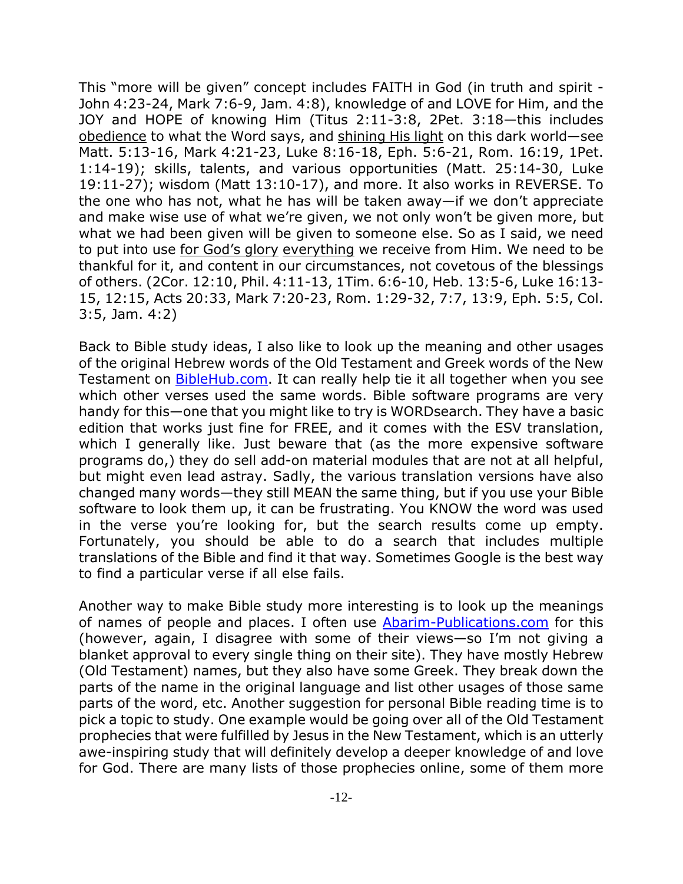This "more will be given" concept includes FAITH in God (in truth and spirit - John 4:23-24, Mark 7:6-9, Jam. 4:8), knowledge of and LOVE for Him, and the JOY and HOPE of knowing Him (Titus 2:11-3:8, 2Pet. 3:18—this includes <u>obedience</u> to what the Word says, and <u>shining His light</u> on this dark world—see Matt. 5:13-16, Mark 4:21-23, Luke 8:16-18, Eph. 5:6-21, Rom. 16:19, 1Pet. 1:14-19); skills, talents, and various opportunities (Matt. 25:14-30, Luke 19:11-27); wisdom (Matt 13:10-17), and more. It also works in REVERSE. To the one who has not, what he has will be taken away—if we don't appreciate and make wise use of what we're given, we not only won't be given more, but what we had been given will be given to someone else. So as I said, we need to put into use <u>for God's glory</u> <u>everything</u> we receive from Him. We need to be thankful for it, and content in our circumstances, not covetous of the blessings of others. (2Cor. 12:10, Phil. 4:11-13, 1Tim. 6:6-10, Heb. 13:5-6, Luke 16:13-15, 12:15, Acts 20:33, Mark 7:20-23, Rom. 1:29-32, 7:7, 13:9, Eph. 5:5, Col. 3:5, Jam. 4:2)

Back to Bible study ideas, I also like to look up the meaning and other usages of the original Hebrew words of the Old Testament and Greek words of the New Testament on [BibleHub.com](BibleHub.com). It can really help tie it all together when you see which other verses used the same words. Bible software programs are very handy for this—one that you might like to try is WORDsearch. They have a basic edition that works just fine for FREE, and it comes with the ESV translation, which I generally like. Just beware that (as the more expensive software programs do,) they do sell add-on material modules that are not at all helpful, but might even lead astray. Sadly, the various translation versions have also changed many words—they still MEAN the same thing, but if you use your Bible software to look them up, it can be frustrating. You KNOW the word was used in the verse you're looking for, but the search results come up empty. Fortunately, you should be able to do a search that includes multiple translations of the Bible and find it that way. Sometimes Google is the best way to find a particular verse if all else fails.

Another way to make Bible study more interesting is to look up the meanings of names of people and places. I often use [Abarim-Publications.com](Abarim-Publications.com) for this (however, again, I disagree with some of their views—so I'm not giving a blanket approval to every single thing on their site). They have mostly Hebrew (Old Testament) names, but they also have some Greek. They break down the parts of the name in the original language and list other usages of those same parts of the word, etc. Another suggestion for personal Bible reading time is to pick a topic to study. One example would be going over all of the Old Testament prophecies that were fulfilled by Jesus in the New Testament, which is an utterly awe-inspiring study that will definitely develop a deeper knowledge of and love for God. There are many lists of those prophecies online, some of them more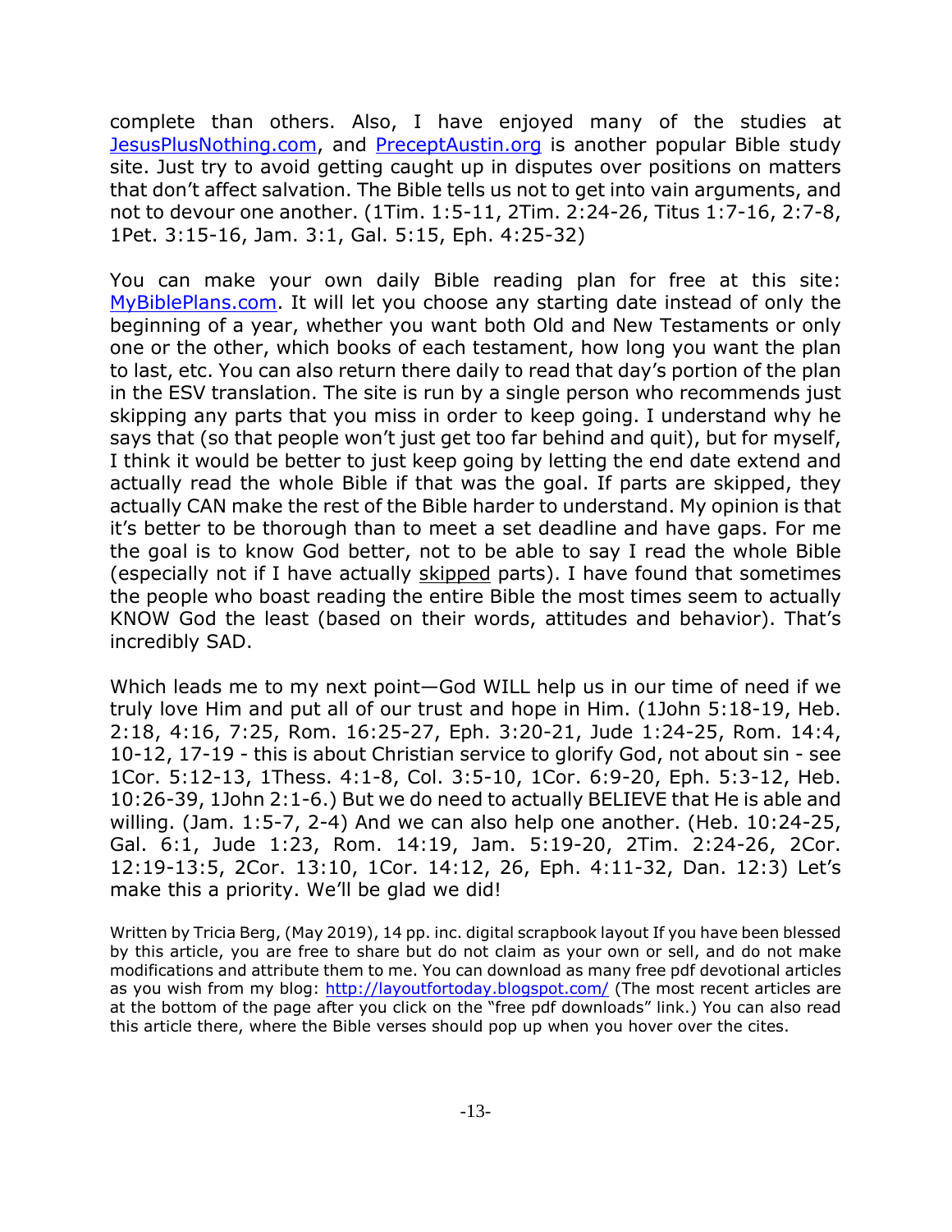complete than others. Also, I have enjoyed many of the studies at [JesusPlusNothing.com](JesusPlusNothing.com), and [PreceptAustin.org](PreceptAustin.org) is another popular Bible study site. Just try to avoid getting caught up in disputes over positions on matters that don't affect salvation. The Bible tells us not to get into vain arguments, and not to devour one another. (1Tim. 1:5-11, 2Tim. 2:24-26, Titus 1:7-16, 2:7-8, 1Pet. 3:15-16, Jam. 3:1, Gal. 5:15, Eph. 4:25-32)

You can make your own daily Bible reading plan for free at this site: [MyBiblePlans.com](MyBiblePlans.com). It will let you choose any starting date instead of only the beginning of a year, whether you want both Old and New Testaments or only one or the other, which books of each testament, how long you want the plan to last, etc. You can also return there daily to read that day's portion of the plan in the ESV translation. The site is run by a single person who recommends just skipping any parts that you miss in order to keep going. I understand why he says that (so that people won't just get too far behind and quit), but for myself, I think it would be better to just keep going by letting the end date extend and actually read the whole Bible if that was the goal. If parts are skipped, they actually CAN make the rest of the Bible harder to understand. My opinion is that it's better to be thorough than to meet a set deadline and have gaps. For me the goal is to know God better, not to be able to say I read the whole Bible (especially not if I have actually <u>skipped</u> parts). I have found that sometimes the people who boast reading the entire Bible the most times seem to actually KNOW God the least (based on their words, attitudes and behavior). That's incredibly SAD.

Which leads me to my next point—God WILL help us in our time of need if we truly love Him and put all of our trust and hope in Him. (1John 5:18-19, Heb. 2:18, 4:16, 7:25, Rom. 16:25-27, Eph. 3:20-21, Jude 1:24-25, Rom. 14:4, 10-12, 17-19 - this is about Christian service to glorify God, not about sin - see 1Cor. 5:12-13, 1Thess. 4:1-8, Col. 3:5-10, 1Cor. 6:9-20, Eph. 5:3-12, Heb. 10:26-39, 1John 2:1-6.) But we do need to actually BELIEVE that He is able and willing. (Jam. 1:5-7, 2-4) And we can also help one another. (Heb. 10:24-25, Gal. 6:1, Jude 1:23, Rom. 14:19, Jam. 5:19-20, 2Tim. 2:24-26, 2Cor. 12:19-13:5, 2Cor. 13:10, 1Cor. 14:12, 26, Eph. 4:11-32, Dan. 12:3) Let's make this a priority. We'll be glad we did!

Written by Tricia Berg, (May 2019), 14 pp. inc. digital scrapbook layout If you have been blessed by this article, you are free to share but do not claim as your own or sell, and do not make modifications and attribute them to me. You can download as many free pdf devotional articles as you wish from my blog: [http://layoutfortoday.blogspot.com/](http://layoutfortoday.blogspot.com/) (The most recent articles are at the bottom of the page after you click on the "free pdf downloads" link.) You can also read this article there, where the Bible verses should pop up when you hover over the cites.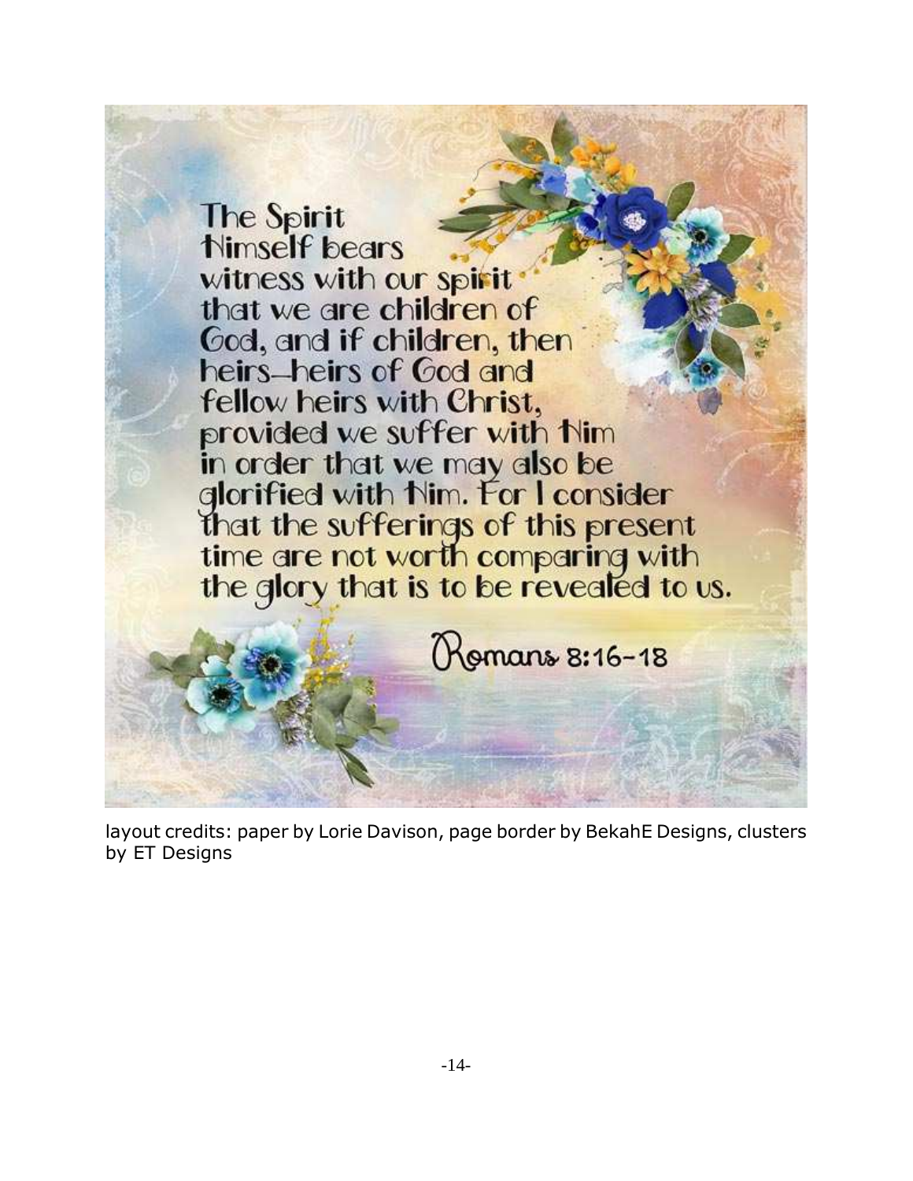The Spirit Himself bears witness with our spirit that we are children of God, and if children, then heirs—heirs of God and fellow heirs with Christ, provided we suffer with Him in order that we may also be glorified with Him. For I consider that the sufferings of this present time are not worth comparing with the glory that is to be revealed to us.

Romans 8:16-18

layout credits: paper by Lorie Davison, page border by BekahE Designs, clusters by ET Designs